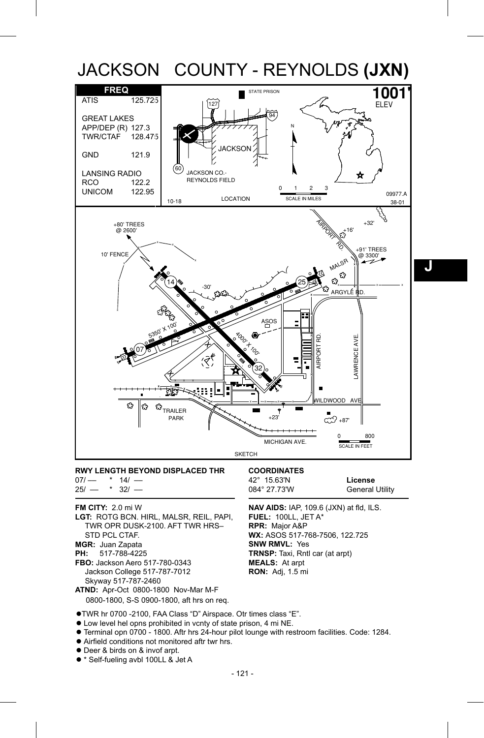# JACKSON COUNTY - REYNOLDS (JXN)

| FREQ | |
|---|---|
| ATIS | 125.725 |
| GREAT LAKES | |
| APP/DEP (R) | 127.3 |
| TWR/CTAF | 128.475 |
| GND | 121.9 |
| LANSING RADIO | |
| RCO | 122.2 |
| UNICOM | 122.95 |

**1001'** ELEV

10-18 LOCATION 09977.A 38-01

SKETCH

**RWY LENGTH BEYOND DISPLACED THR**

07/ — * 14/ —
25/ — * 32/ —

**COORDINATES**

42° 15.63'N
084° 27.73'W

**License**
General Utility

**FM CITY:** 2.0 mi W
**LGT:** ROTG BCN. HIRL, MALSR, REIL, PAPI, TWR OPR DUSK-2100. AFT TWR HRS– STD PCL CTAF.
**MGR:** Juan Zapata
**PH:** 517-788-4225
**FBO:** Jackson Aero 517-780-0343
Jackson College 517-787-7012
Skyway 517-787-2460
**ATND:** Apr-Oct 0800-1800 Nov-Mar M-F 0800-1800, S-S 0900-1800, aft hrs on req.

**NAV AIDS:** IAP, 109.6 (JXN) at fld, ILS.
**FUEL:** 100LL, JET A*
**RPR:** Major A&P
**WX:** ASOS 517-768-7506, 122.725
**SNW RMVL:** Yes
**TRNSP:** Taxi, Rntl car (at arpt)
**MEALS:** At arpt
**RON:** Adj, 1.5 mi

- TWR hr 0700 -2100, FAA Class "D" Airspace. Otr times class "E".
- Low level hel opns prohibited in vcnty of state prison, 4 mi NE.
- Terminal opn 0700 - 1800. Aftr hrs 24-hour pilot lounge with restroom facilities. Code: 1284.
- Airfield conditions not monitored aftr twr hrs.
- Deer & birds on & invof arpt.
- * Self-fueling avbl 100LL & Jet A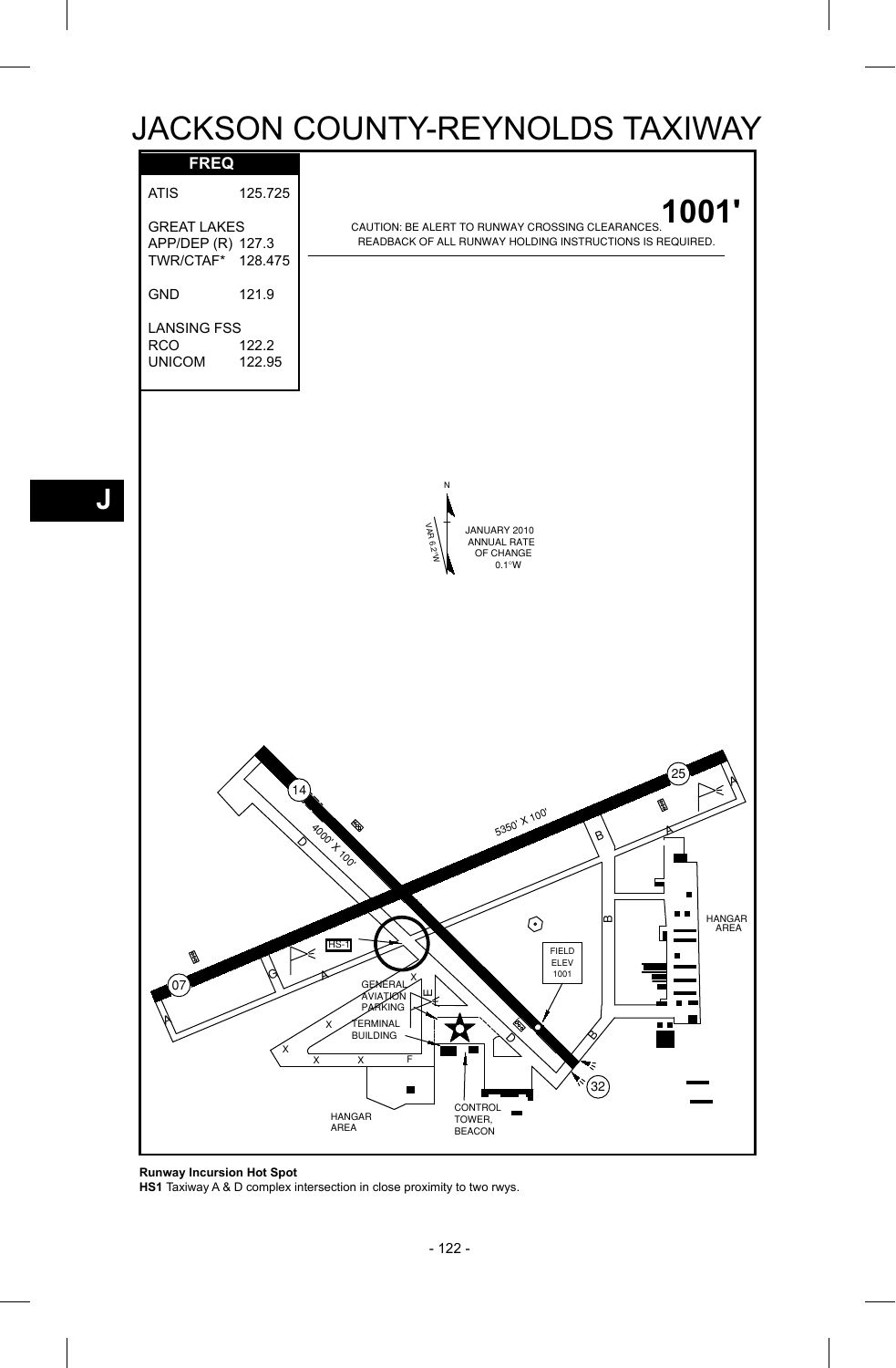# JACKSON COUNTY-REYNOLDS TAXIWAY

**FREQ**

ATIS 125.725

GREAT LAKES
APP/DEP (R) 127.3
TWR/CTAF* 128.475

GND 121.9

LANSING FSS
RCO 122.2
UNICOM 122.95

CAUTION: BE ALERT TO RUNWAY CROSSING CLEARANCES. READBACK OF ALL RUNWAY HOLDING INSTRUCTIONS IS REQUIRED.

**1001'**

N

VAR 6.2°W

JANUARY 2010
ANNUAL RATE
OF CHANGE
0.1°W

14

25

07

32

4000' X 100'

5350' X 100'

A

B

D

E

F

G

HS-1

GENERAL AVIATION PARKING

TERMINAL BUILDING

FIELD ELEV 1001

HANGAR AREA

HANGAR AREA

CONTROL TOWER, BEACON

**Runway Incursion Hot Spot**
**HS1** Taxiway A & D complex intersection in close proximity to two rwys.